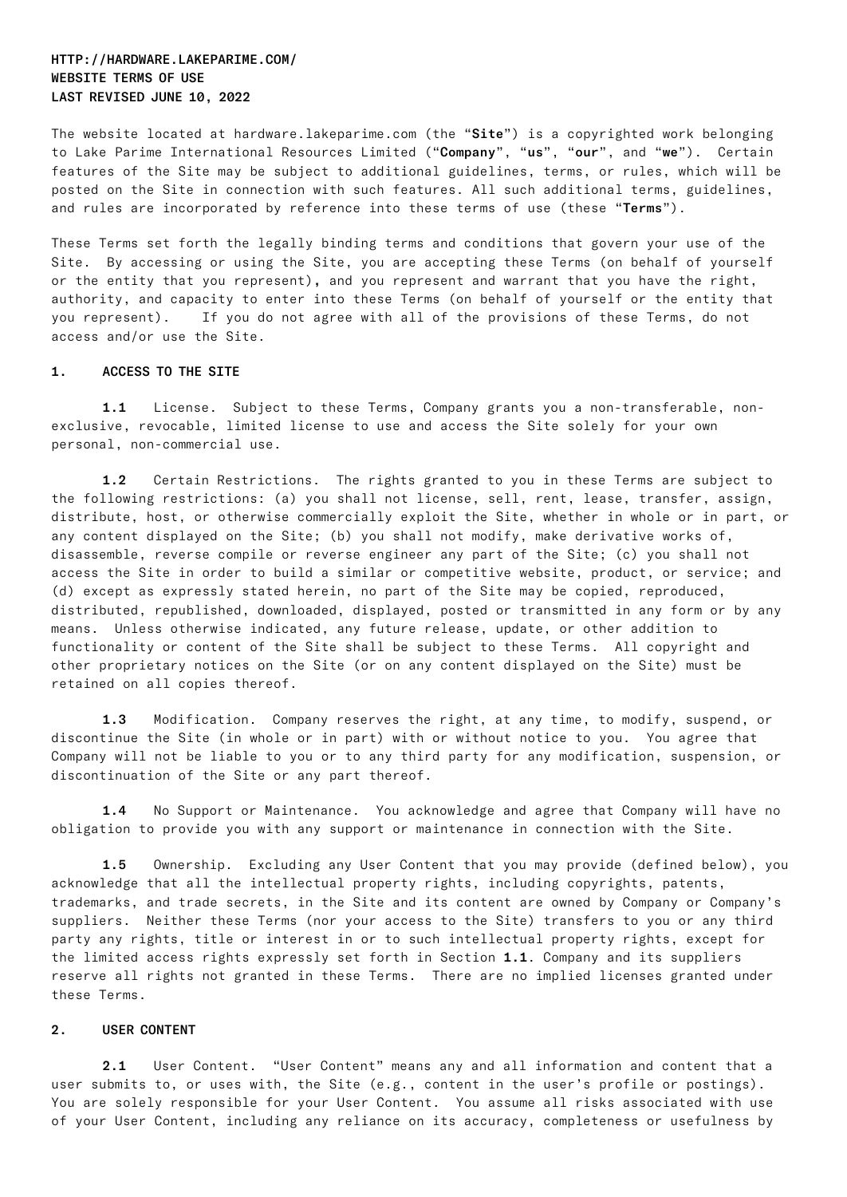**HTTP://HARDWARE.LAKEPARIME.COM/**
**WEBSITE TERMS OF USE**
**LAST REVISED JUNE 10, 2022**

The website located at hardware.lakeparime.com (the "**Site**") is a copyrighted work belonging to Lake Parime International Resources Limited ("**Company**", "**us**", "**our**", and "**we**"). Certain features of the Site may be subject to additional guidelines, terms, or rules, which will be posted on the Site in connection with such features. All such additional terms, guidelines, and rules are incorporated by reference into these terms of use (these "**Terms**").

These Terms set forth the legally binding terms and conditions that govern your use of the Site. By accessing or using the Site, you are accepting these Terms (on behalf of yourself or the entity that you represent)**,** and you represent and warrant that you have the right, authority, and capacity to enter into these Terms (on behalf of yourself or the entity that you represent). If you do not agree with all of the provisions of these Terms, do not access and/or use the Site.

## 1. ACCESS TO THE SITE

**1.1** License. Subject to these Terms, Company grants you a non-transferable, non-exclusive, revocable, limited license to use and access the Site solely for your own personal, non-commercial use.

**1.2** Certain Restrictions. The rights granted to you in these Terms are subject to the following restrictions: (a) you shall not license, sell, rent, lease, transfer, assign, distribute, host, or otherwise commercially exploit the Site, whether in whole or in part, or any content displayed on the Site; (b) you shall not modify, make derivative works of, disassemble, reverse compile or reverse engineer any part of the Site; (c) you shall not access the Site in order to build a similar or competitive website, product, or service; and (d) except as expressly stated herein, no part of the Site may be copied, reproduced, distributed, republished, downloaded, displayed, posted or transmitted in any form or by any means. Unless otherwise indicated, any future release, update, or other addition to functionality or content of the Site shall be subject to these Terms. All copyright and other proprietary notices on the Site (or on any content displayed on the Site) must be retained on all copies thereof.

**1.3** Modification. Company reserves the right, at any time, to modify, suspend, or discontinue the Site (in whole or in part) with or without notice to you. You agree that Company will not be liable to you or to any third party for any modification, suspension, or discontinuation of the Site or any part thereof.

**1.4** No Support or Maintenance. You acknowledge and agree that Company will have no obligation to provide you with any support or maintenance in connection with the Site.

**1.5** Ownership. Excluding any User Content that you may provide (defined below), you acknowledge that all the intellectual property rights, including copyrights, patents, trademarks, and trade secrets, in the Site and its content are owned by Company or Company's suppliers. Neither these Terms (nor your access to the Site) transfers to you or any third party any rights, title or interest in or to such intellectual property rights, except for the limited access rights expressly set forth in Section **1.1**. Company and its suppliers reserve all rights not granted in these Terms. There are no implied licenses granted under these Terms.

## 2. USER CONTENT

**2.1** User Content. "User Content" means any and all information and content that a user submits to, or uses with, the Site (e.g., content in the user's profile or postings). You are solely responsible for your User Content. You assume all risks associated with use of your User Content, including any reliance on its accuracy, completeness or usefulness by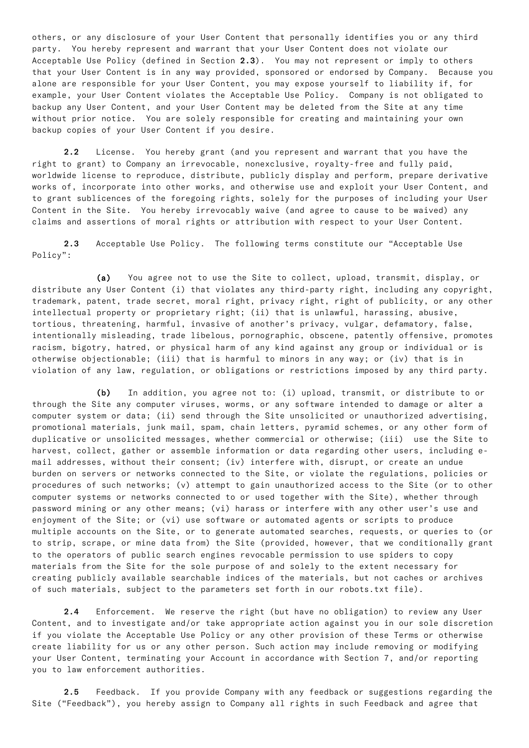others, or any disclosure of your User Content that personally identifies you or any third party. You hereby represent and warrant that your User Content does not violate our Acceptable Use Policy (defined in Section **2.3**). You may not represent or imply to others that your User Content is in any way provided, sponsored or endorsed by Company. Because you alone are responsible for your User Content, you may expose yourself to liability if, for example, your User Content violates the Acceptable Use Policy. Company is not obligated to backup any User Content, and your User Content may be deleted from the Site at any time without prior notice. You are solely responsible for creating and maintaining your own backup copies of your User Content if you desire.

**2.2** License. You hereby grant (and you represent and warrant that you have the right to grant) to Company an irrevocable, nonexclusive, royalty-free and fully paid, worldwide license to reproduce, distribute, publicly display and perform, prepare derivative works of, incorporate into other works, and otherwise use and exploit your User Content, and to grant sublicences of the foregoing rights, solely for the purposes of including your User Content in the Site. You hereby irrevocably waive (and agree to cause to be waived) any claims and assertions of moral rights or attribution with respect to your User Content.

**2.3** Acceptable Use Policy. The following terms constitute our "Acceptable Use Policy":

**(a)** You agree not to use the Site to collect, upload, transmit, display, or distribute any User Content (i) that violates any third-party right, including any copyright, trademark, patent, trade secret, moral right, privacy right, right of publicity, or any other intellectual property or proprietary right; (ii) that is unlawful, harassing, abusive, tortious, threatening, harmful, invasive of another's privacy, vulgar, defamatory, false, intentionally misleading, trade libelous, pornographic, obscene, patently offensive, promotes racism, bigotry, hatred, or physical harm of any kind against any group or individual or is otherwise objectionable; (iii) that is harmful to minors in any way; or (iv) that is in violation of any law, regulation, or obligations or restrictions imposed by any third party.

**(b)** In addition, you agree not to: (i) upload, transmit, or distribute to or through the Site any computer viruses, worms, or any software intended to damage or alter a computer system or data; (ii) send through the Site unsolicited or unauthorized advertising, promotional materials, junk mail, spam, chain letters, pyramid schemes, or any other form of duplicative or unsolicited messages, whether commercial or otherwise; (iii) use the Site to harvest, collect, gather or assemble information or data regarding other users, including e-mail addresses, without their consent; (iv) interfere with, disrupt, or create an undue burden on servers or networks connected to the Site, or violate the regulations, policies or procedures of such networks; (v) attempt to gain unauthorized access to the Site (or to other computer systems or networks connected to or used together with the Site), whether through password mining or any other means; (vi) harass or interfere with any other user's use and enjoyment of the Site; or (vi) use software or automated agents or scripts to produce multiple accounts on the Site, or to generate automated searches, requests, or queries to (or to strip, scrape, or mine data from) the Site (provided, however, that we conditionally grant to the operators of public search engines revocable permission to use spiders to copy materials from the Site for the sole purpose of and solely to the extent necessary for creating publicly available searchable indices of the materials, but not caches or archives of such materials, subject to the parameters set forth in our robots.txt file).

**2.4** Enforcement. We reserve the right (but have no obligation) to review any User Content, and to investigate and/or take appropriate action against you in our sole discretion if you violate the Acceptable Use Policy or any other provision of these Terms or otherwise create liability for us or any other person. Such action may include removing or modifying your User Content, terminating your Account in accordance with Section 7, and/or reporting you to law enforcement authorities.

**2.5** Feedback. If you provide Company with any feedback or suggestions regarding the Site ("Feedback"), you hereby assign to Company all rights in such Feedback and agree that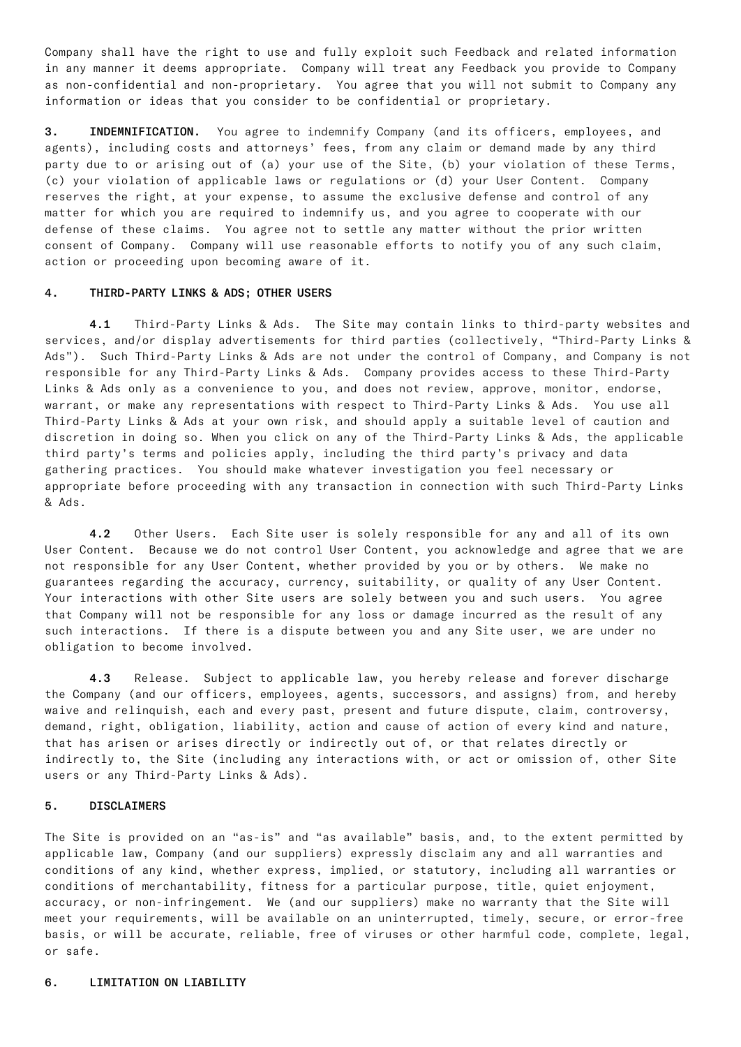Company shall have the right to use and fully exploit such Feedback and related information in any manner it deems appropriate. Company will treat any Feedback you provide to Company as non-confidential and non-proprietary. You agree that you will not submit to Company any information or ideas that you consider to be confidential or proprietary.

**3. INDEMNIFICATION.** You agree to indemnify Company (and its officers, employees, and agents), including costs and attorneys' fees, from any claim or demand made by any third party due to or arising out of (a) your use of the Site, (b) your violation of these Terms, (c) your violation of applicable laws or regulations or (d) your User Content. Company reserves the right, at your expense, to assume the exclusive defense and control of any matter for which you are required to indemnify us, and you agree to cooperate with our defense of these claims. You agree not to settle any matter without the prior written consent of Company. Company will use reasonable efforts to notify you of any such claim, action or proceeding upon becoming aware of it.

## 4. THIRD-PARTY LINKS & ADS; OTHER USERS

**4.1** Third-Party Links & Ads. The Site may contain links to third-party websites and services, and/or display advertisements for third parties (collectively, "Third-Party Links & Ads"). Such Third-Party Links & Ads are not under the control of Company, and Company is not responsible for any Third-Party Links & Ads. Company provides access to these Third-Party Links & Ads only as a convenience to you, and does not review, approve, monitor, endorse, warrant, or make any representations with respect to Third-Party Links & Ads. You use all Third-Party Links & Ads at your own risk, and should apply a suitable level of caution and discretion in doing so. When you click on any of the Third-Party Links & Ads, the applicable third party's terms and policies apply, including the third party's privacy and data gathering practices. You should make whatever investigation you feel necessary or appropriate before proceeding with any transaction in connection with such Third-Party Links & Ads.

**4.2** Other Users. Each Site user is solely responsible for any and all of its own User Content. Because we do not control User Content, you acknowledge and agree that we are not responsible for any User Content, whether provided by you or by others. We make no guarantees regarding the accuracy, currency, suitability, or quality of any User Content. Your interactions with other Site users are solely between you and such users. You agree that Company will not be responsible for any loss or damage incurred as the result of any such interactions. If there is a dispute between you and any Site user, we are under no obligation to become involved.

**4.3** Release. Subject to applicable law, you hereby release and forever discharge the Company (and our officers, employees, agents, successors, and assigns) from, and hereby waive and relinquish, each and every past, present and future dispute, claim, controversy, demand, right, obligation, liability, action and cause of action of every kind and nature, that has arisen or arises directly or indirectly out of, or that relates directly or indirectly to, the Site (including any interactions with, or act or omission of, other Site users or any Third-Party Links & Ads).

## 5. DISCLAIMERS

The Site is provided on an "as-is" and "as available" basis, and, to the extent permitted by applicable law, Company (and our suppliers) expressly disclaim any and all warranties and conditions of any kind, whether express, implied, or statutory, including all warranties or conditions of merchantability, fitness for a particular purpose, title, quiet enjoyment, accuracy, or non-infringement. We (and our suppliers) make no warranty that the Site will meet your requirements, will be available on an uninterrupted, timely, secure, or error-free basis, or will be accurate, reliable, free of viruses or other harmful code, complete, legal, or safe.

## 6. LIMITATION ON LIABILITY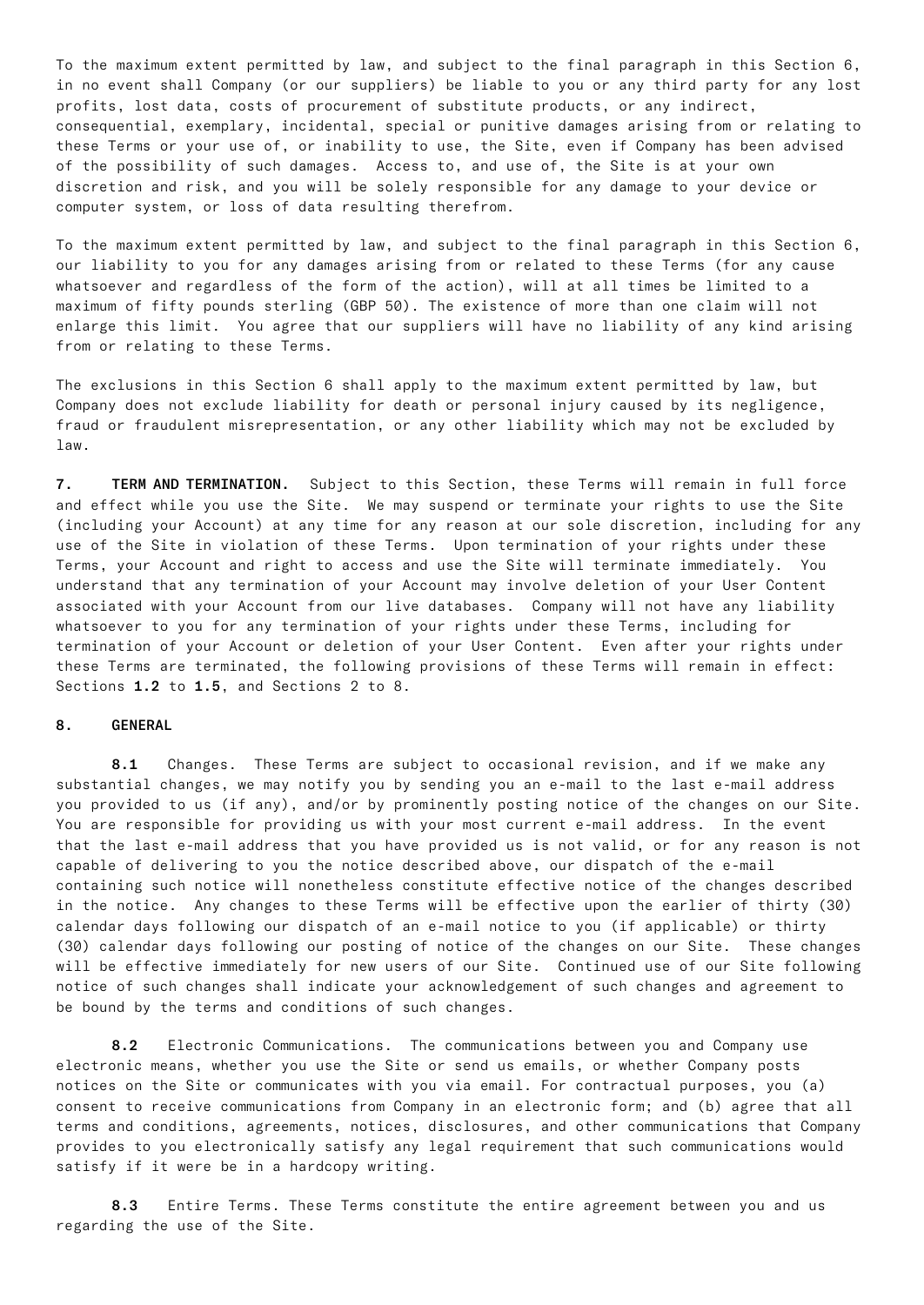To the maximum extent permitted by law, and subject to the final paragraph in this Section 6, in no event shall Company (or our suppliers) be liable to you or any third party for any lost profits, lost data, costs of procurement of substitute products, or any indirect, consequential, exemplary, incidental, special or punitive damages arising from or relating to these Terms or your use of, or inability to use, the Site, even if Company has been advised of the possibility of such damages. Access to, and use of, the Site is at your own discretion and risk, and you will be solely responsible for any damage to your device or computer system, or loss of data resulting therefrom.

To the maximum extent permitted by law, and subject to the final paragraph in this Section 6, our liability to you for any damages arising from or related to these Terms (for any cause whatsoever and regardless of the form of the action), will at all times be limited to a maximum of fifty pounds sterling (GBP 50). The existence of more than one claim will not enlarge this limit. You agree that our suppliers will have no liability of any kind arising from or relating to these Terms.

The exclusions in this Section 6 shall apply to the maximum extent permitted by law, but Company does not exclude liability for death or personal injury caused by its negligence, fraud or fraudulent misrepresentation, or any other liability which may not be excluded by law.

**7. TERM AND TERMINATION.** Subject to this Section, these Terms will remain in full force and effect while you use the Site. We may suspend or terminate your rights to use the Site (including your Account) at any time for any reason at our sole discretion, including for any use of the Site in violation of these Terms. Upon termination of your rights under these Terms, your Account and right to access and use the Site will terminate immediately. You understand that any termination of your Account may involve deletion of your User Content associated with your Account from our live databases. Company will not have any liability whatsoever to you for any termination of your rights under these Terms, including for termination of your Account or deletion of your User Content. Even after your rights under these Terms are terminated, the following provisions of these Terms will remain in effect: Sections **1.2** to **1.5**, and Sections 2 to 8.

**8. GENERAL**

**8.1** Changes. These Terms are subject to occasional revision, and if we make any substantial changes, we may notify you by sending you an e-mail to the last e-mail address you provided to us (if any), and/or by prominently posting notice of the changes on our Site. You are responsible for providing us with your most current e-mail address. In the event that the last e-mail address that you have provided us is not valid, or for any reason is not capable of delivering to you the notice described above, our dispatch of the e-mail containing such notice will nonetheless constitute effective notice of the changes described in the notice. Any changes to these Terms will be effective upon the earlier of thirty (30) calendar days following our dispatch of an e-mail notice to you (if applicable) or thirty (30) calendar days following our posting of notice of the changes on our Site. These changes will be effective immediately for new users of our Site. Continued use of our Site following notice of such changes shall indicate your acknowledgement of such changes and agreement to be bound by the terms and conditions of such changes.

**8.2** Electronic Communications. The communications between you and Company use electronic means, whether you use the Site or send us emails, or whether Company posts notices on the Site or communicates with you via email. For contractual purposes, you (a) consent to receive communications from Company in an electronic form; and (b) agree that all terms and conditions, agreements, notices, disclosures, and other communications that Company provides to you electronically satisfy any legal requirement that such communications would satisfy if it were be in a hardcopy writing.

**8.3** Entire Terms. These Terms constitute the entire agreement between you and us regarding the use of the Site.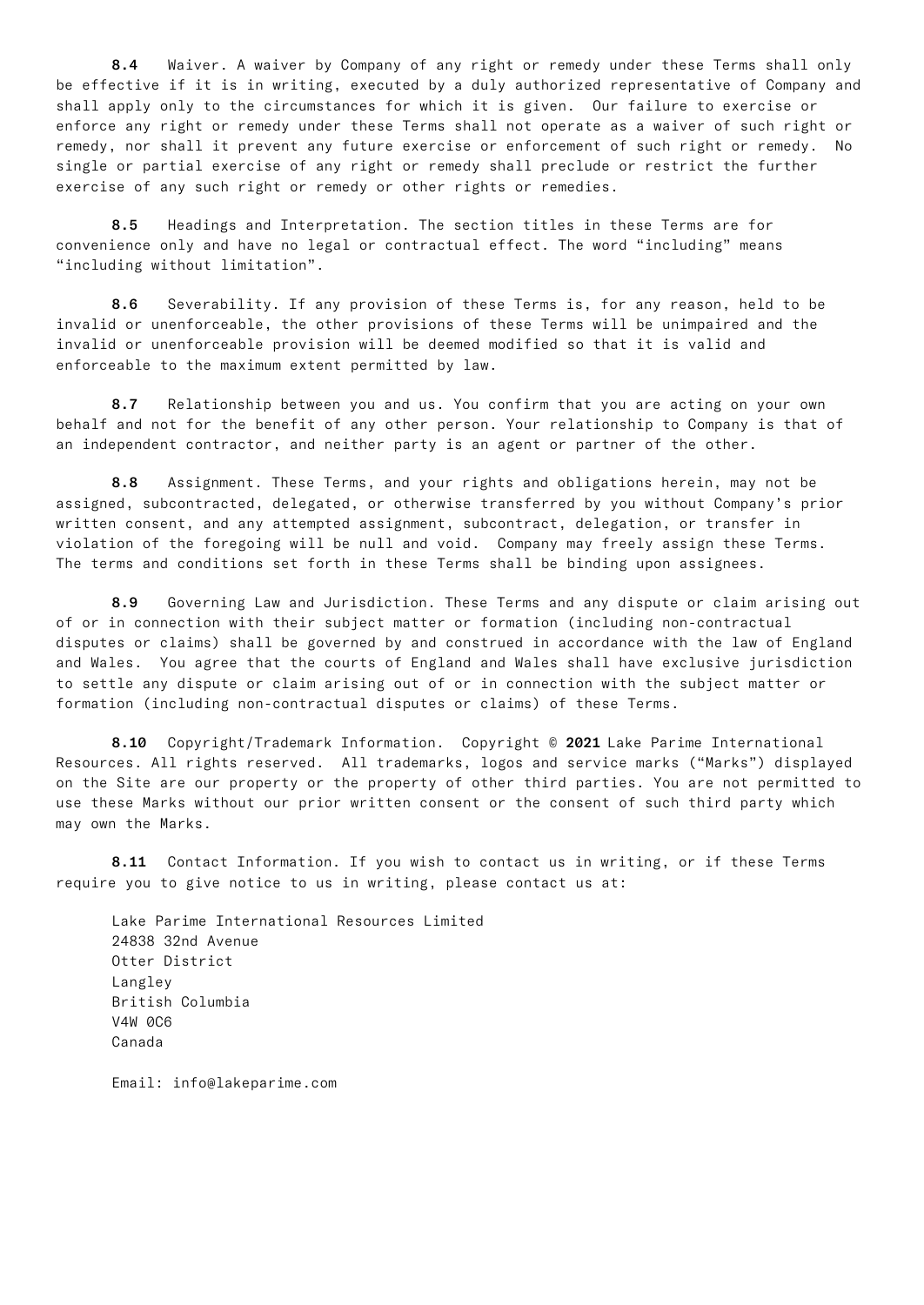**8.4** Waiver. A waiver by Company of any right or remedy under these Terms shall only be effective if it is in writing, executed by a duly authorized representative of Company and shall apply only to the circumstances for which it is given. Our failure to exercise or enforce any right or remedy under these Terms shall not operate as a waiver of such right or remedy, nor shall it prevent any future exercise or enforcement of such right or remedy. No single or partial exercise of any right or remedy shall preclude or restrict the further exercise of any such right or remedy or other rights or remedies.

**8.5** Headings and Interpretation. The section titles in these Terms are for convenience only and have no legal or contractual effect. The word "including" means "including without limitation".

**8.6** Severability. If any provision of these Terms is, for any reason, held to be invalid or unenforceable, the other provisions of these Terms will be unimpaired and the invalid or unenforceable provision will be deemed modified so that it is valid and enforceable to the maximum extent permitted by law.

**8.7** Relationship between you and us. You confirm that you are acting on your own behalf and not for the benefit of any other person. Your relationship to Company is that of an independent contractor, and neither party is an agent or partner of the other.

**8.8** Assignment. These Terms, and your rights and obligations herein, may not be assigned, subcontracted, delegated, or otherwise transferred by you without Company's prior written consent, and any attempted assignment, subcontract, delegation, or transfer in violation of the foregoing will be null and void. Company may freely assign these Terms. The terms and conditions set forth in these Terms shall be binding upon assignees.

**8.9** Governing Law and Jurisdiction. These Terms and any dispute or claim arising out of or in connection with their subject matter or formation (including non-contractual disputes or claims) shall be governed by and construed in accordance with the law of England and Wales. You agree that the courts of England and Wales shall have exclusive jurisdiction to settle any dispute or claim arising out of or in connection with the subject matter or formation (including non-contractual disputes or claims) of these Terms.

**8.10** Copyright/Trademark Information. Copyright © **2021** Lake Parime International Resources. All rights reserved. All trademarks, logos and service marks ("Marks") displayed on the Site are our property or the property of other third parties. You are not permitted to use these Marks without our prior written consent or the consent of such third party which may own the Marks.

**8.11** Contact Information. If you wish to contact us in writing, or if these Terms require you to give notice to us in writing, please contact us at:

Lake Parime International Resources Limited
24838 32nd Avenue
Otter District
Langley
British Columbia
V4W 0C6
Canada

Email: info@lakeparime.com